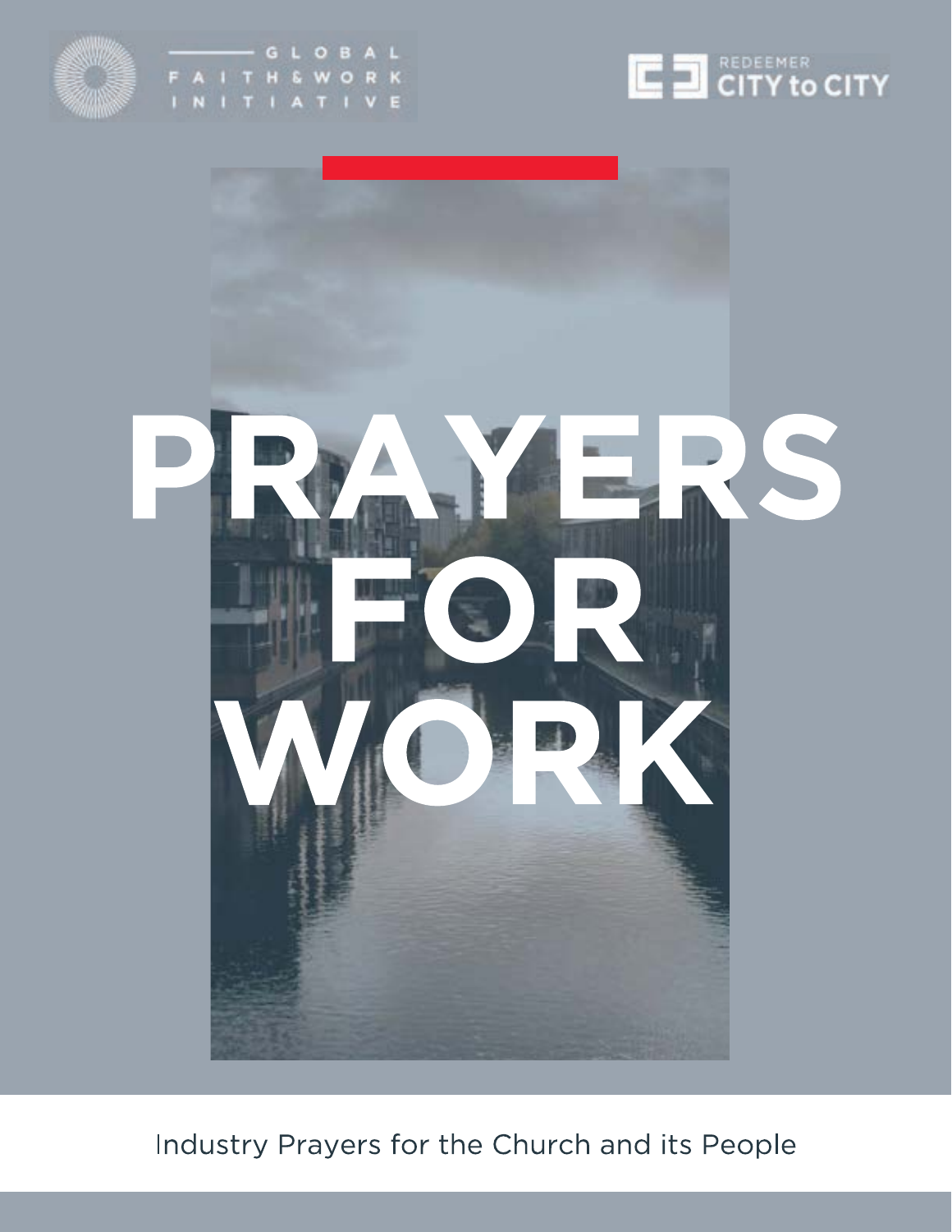GLOBAL FAITH & WORK INITIATIVE

REDEEMER CITY to CITY

# PRAYERS FOR WORK

Industry Prayers for the Church and its People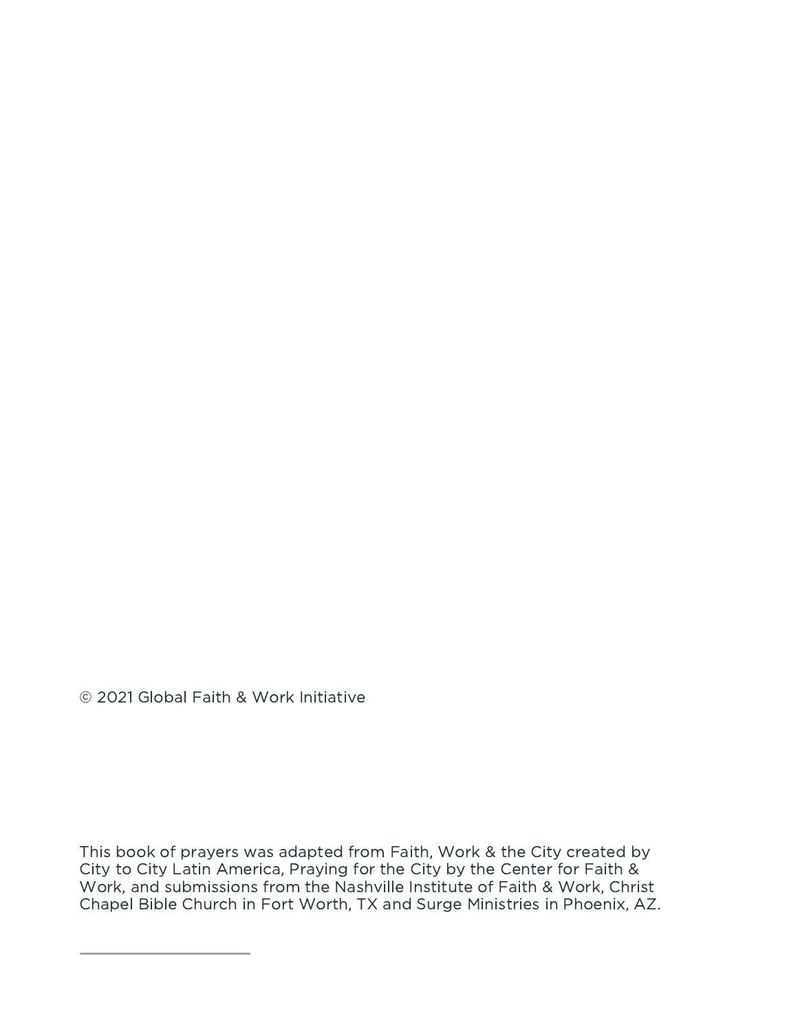© 2021 Global Faith & Work Initiative

This book of prayers was adapted from Faith, Work & the City created by City to City Latin America, Praying for the City by the Center for Faith & Work, and submissions from the Nashville Institute of Faith & Work, Christ Chapel Bible Church in Fort Worth, TX and Surge Ministries in Phoenix, AZ.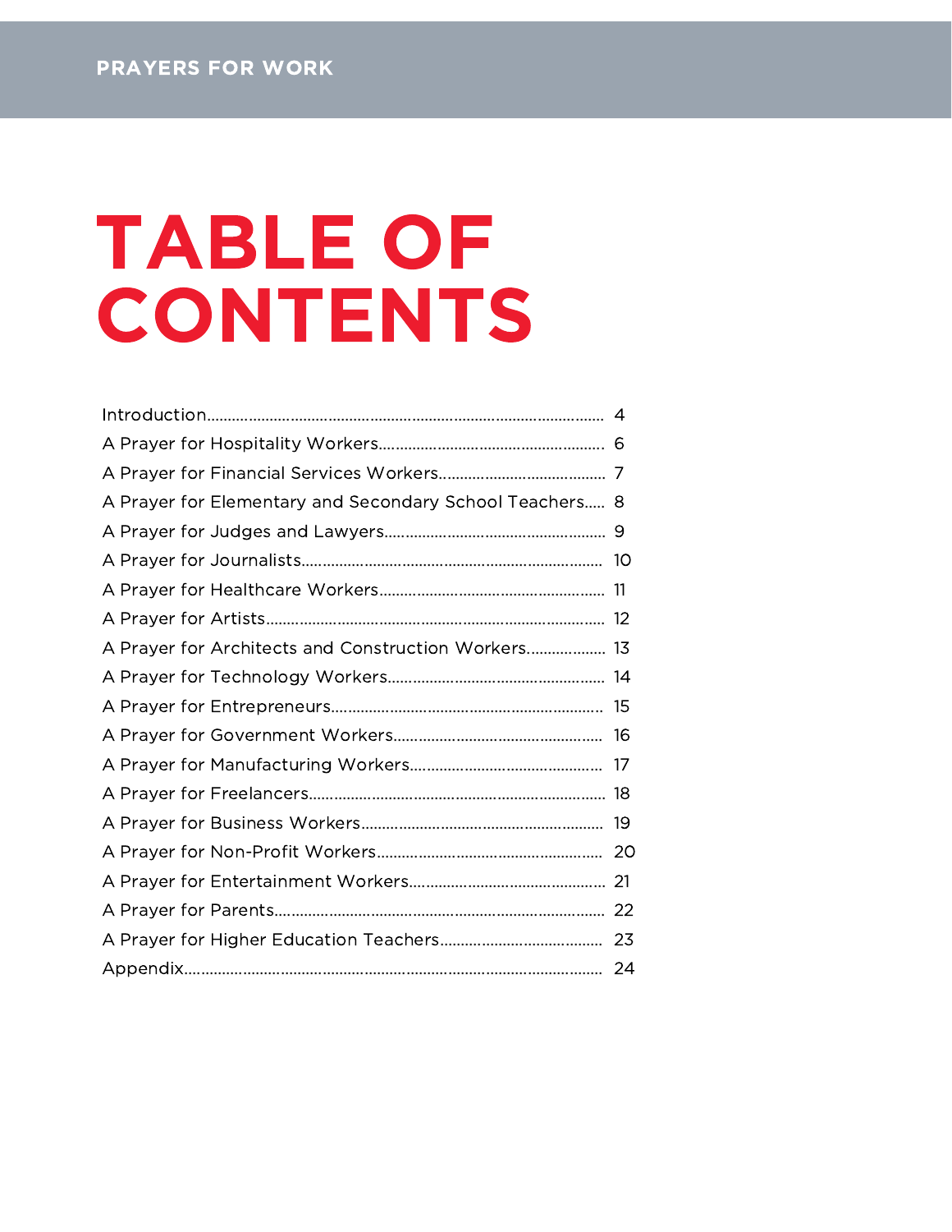# TABLE OF CONTENTS

| | |
|---|---|
| Introduction | 4 |
| A Prayer for Hospitality Workers | 6 |
| A Prayer for Financial Services Workers | 7 |
| A Prayer for Elementary and Secondary School Teachers | 8 |
| A Prayer for Judges and Lawyers | 9 |
| A Prayer for Journalists | 10 |
| A Prayer for Healthcare Workers | 11 |
| A Prayer for Artists | 12 |
| A Prayer for Architects and Construction Workers | 13 |
| A Prayer for Technology Workers | 14 |
| A Prayer for Entrepreneurs | 15 |
| A Prayer for Government Workers | 16 |
| A Prayer for Manufacturing Workers | 17 |
| A Prayer for Freelancers | 18 |
| A Prayer for Business Workers | 19 |
| A Prayer for Non-Profit Workers | 20 |
| A Prayer for Entertainment Workers | 21 |
| A Prayer for Parents | 22 |
| A Prayer for Higher Education Teachers | 23 |
| Appendix | 24 |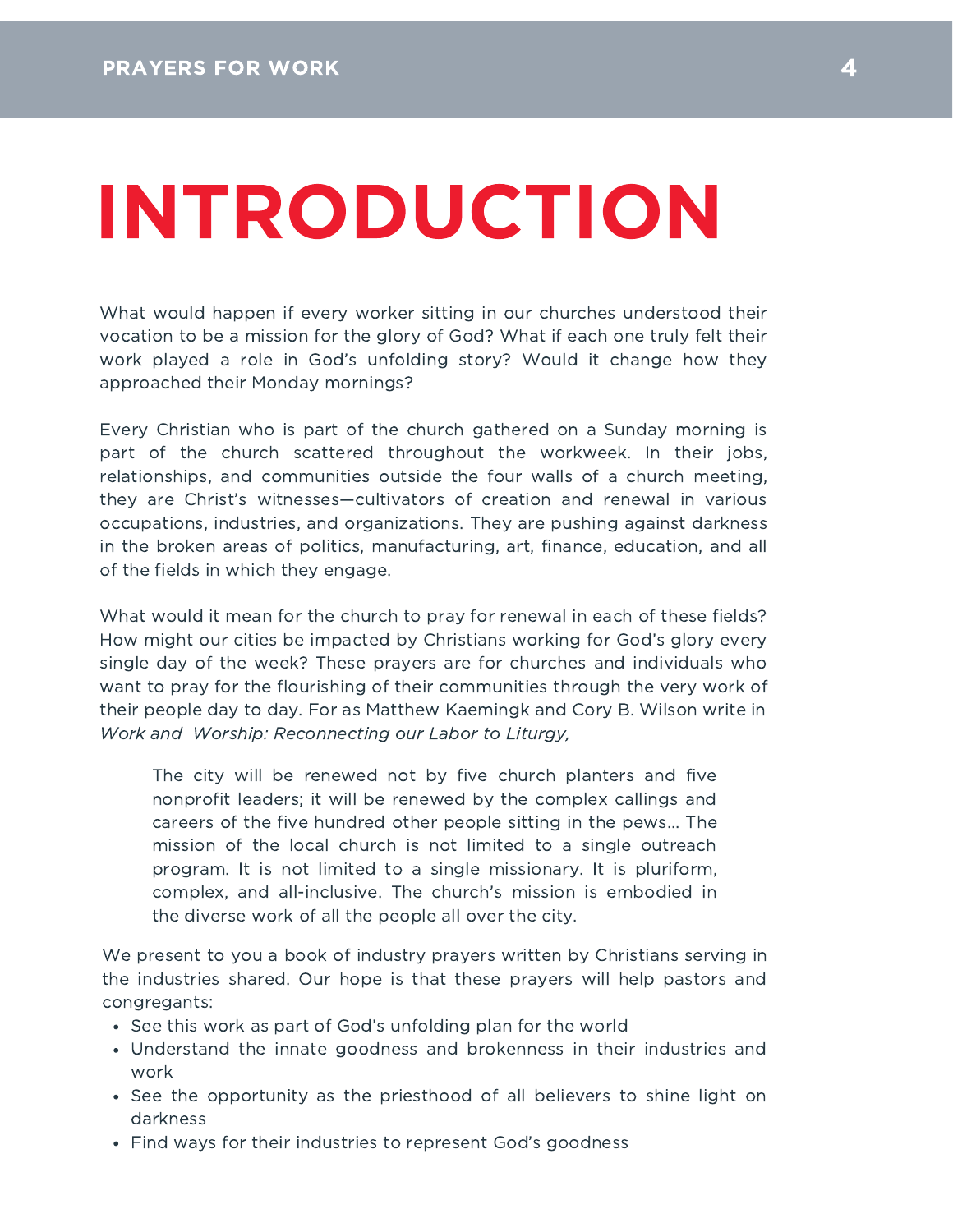# INTRODUCTION

What would happen if every worker sitting in our churches understood their vocation to be a mission for the glory of God? What if each one truly felt their work played a role in God's unfolding story? Would it change how they approached their Monday mornings?

Every Christian who is part of the church gathered on a Sunday morning is part of the church scattered throughout the workweek. In their jobs, relationships, and communities outside the four walls of a church meeting, they are Christ's witnesses—cultivators of creation and renewal in various occupations, industries, and organizations. They are pushing against darkness in the broken areas of politics, manufacturing, art, finance, education, and all of the fields in which they engage.

What would it mean for the church to pray for renewal in each of these fields? How might our cities be impacted by Christians working for God's glory every single day of the week? These prayers are for churches and individuals who want to pray for the flourishing of their communities through the very work of their people day to day. For as Matthew Kaemingk and Cory B. Wilson write in *Work and Worship: Reconnecting our Labor to Liturgy,*

> The city will be renewed not by five church planters and five nonprofit leaders; it will be renewed by the complex callings and careers of the five hundred other people sitting in the pews... The mission of the local church is not limited to a single outreach program. It is not limited to a single missionary. It is pluriform, complex, and all-inclusive. The church's mission is embodied in the diverse work of all the people all over the city.

We present to you a book of industry prayers written by Christians serving in the industries shared. Our hope is that these prayers will help pastors and congregants:

- See this work as part of God's unfolding plan for the world
- Understand the innate goodness and brokenness in their industries and work
- See the opportunity as the priesthood of all believers to shine light on darkness
- Find ways for their industries to represent God's goodness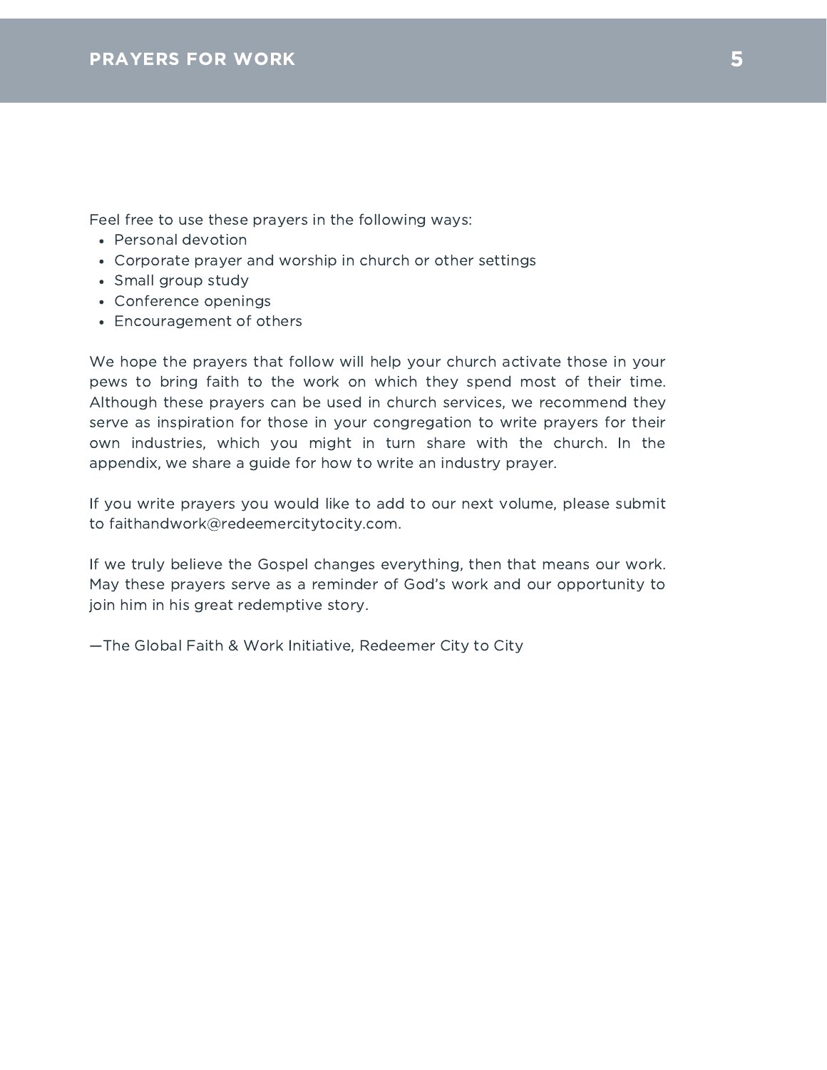Feel free to use these prayers in the following ways:

- Personal devotion
- Corporate prayer and worship in church or other settings
- Small group study
- Conference openings
- Encouragement of others

We hope the prayers that follow will help your church activate those in your pews to bring faith to the work on which they spend most of their time. Although these prayers can be used in church services, we recommend they serve as inspiration for those in your congregation to write prayers for their own industries, which you might in turn share with the church. In the appendix, we share a guide for how to write an industry prayer.

If you write prayers you would like to add to our next volume, please submit to faithandwork@redeemercitytocity.com.

If we truly believe the Gospel changes everything, then that means our work. May these prayers serve as a reminder of God's work and our opportunity to join him in his great redemptive story.

—The Global Faith & Work Initiative, Redeemer City to City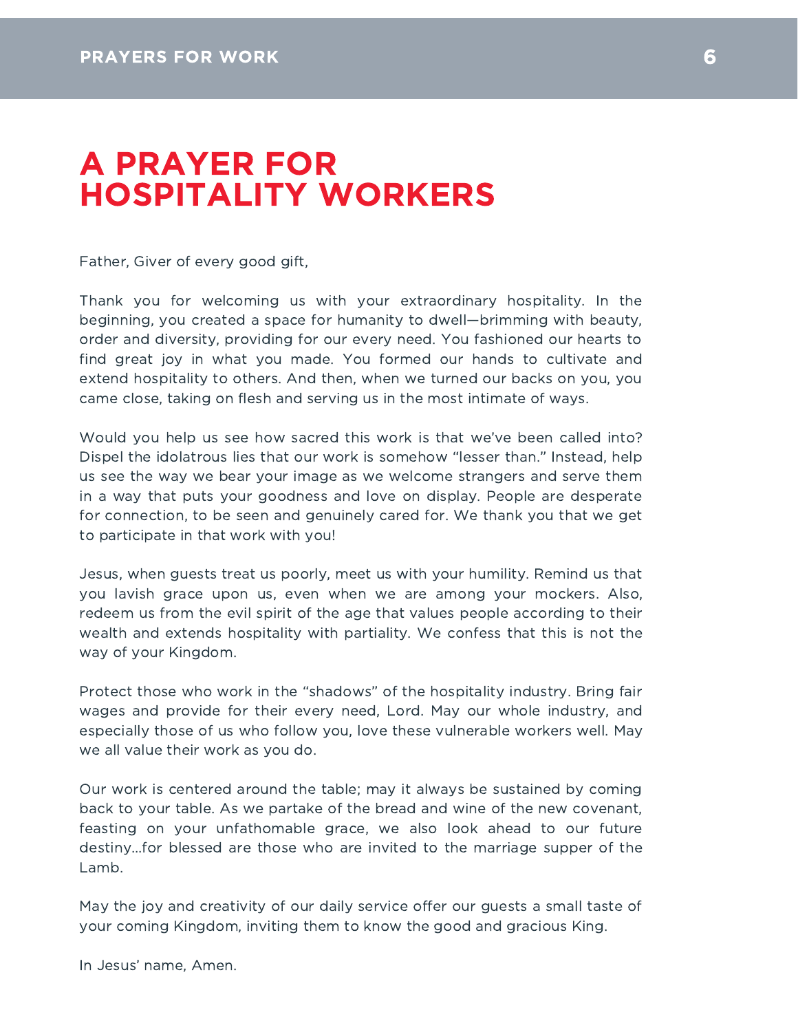# A PRAYER FOR HOSPITALITY WORKERS

Father, Giver of every good gift,

Thank you for welcoming us with your extraordinary hospitality. In the beginning, you created a space for humanity to dwell—brimming with beauty, order and diversity, providing for our every need. You fashioned our hearts to find great joy in what you made. You formed our hands to cultivate and extend hospitality to others. And then, when we turned our backs on you, you came close, taking on flesh and serving us in the most intimate of ways.

Would you help us see how sacred this work is that we've been called into? Dispel the idolatrous lies that our work is somehow "lesser than." Instead, help us see the way we bear your image as we welcome strangers and serve them in a way that puts your goodness and love on display. People are desperate for connection, to be seen and genuinely cared for. We thank you that we get to participate in that work with you!

Jesus, when guests treat us poorly, meet us with your humility. Remind us that you lavish grace upon us, even when we are among your mockers. Also, redeem us from the evil spirit of the age that values people according to their wealth and extends hospitality with partiality. We confess that this is not the way of your Kingdom.

Protect those who work in the "shadows" of the hospitality industry. Bring fair wages and provide for their every need, Lord. May our whole industry, and especially those of us who follow you, love these vulnerable workers well. May we all value their work as you do.

Our work is centered around the table; may it always be sustained by coming back to your table. As we partake of the bread and wine of the new covenant, feasting on your unfathomable grace, we also look ahead to our future destiny...for blessed are those who are invited to the marriage supper of the Lamb.

May the joy and creativity of our daily service offer our guests a small taste of your coming Kingdom, inviting them to know the good and gracious King.

In Jesus' name, Amen.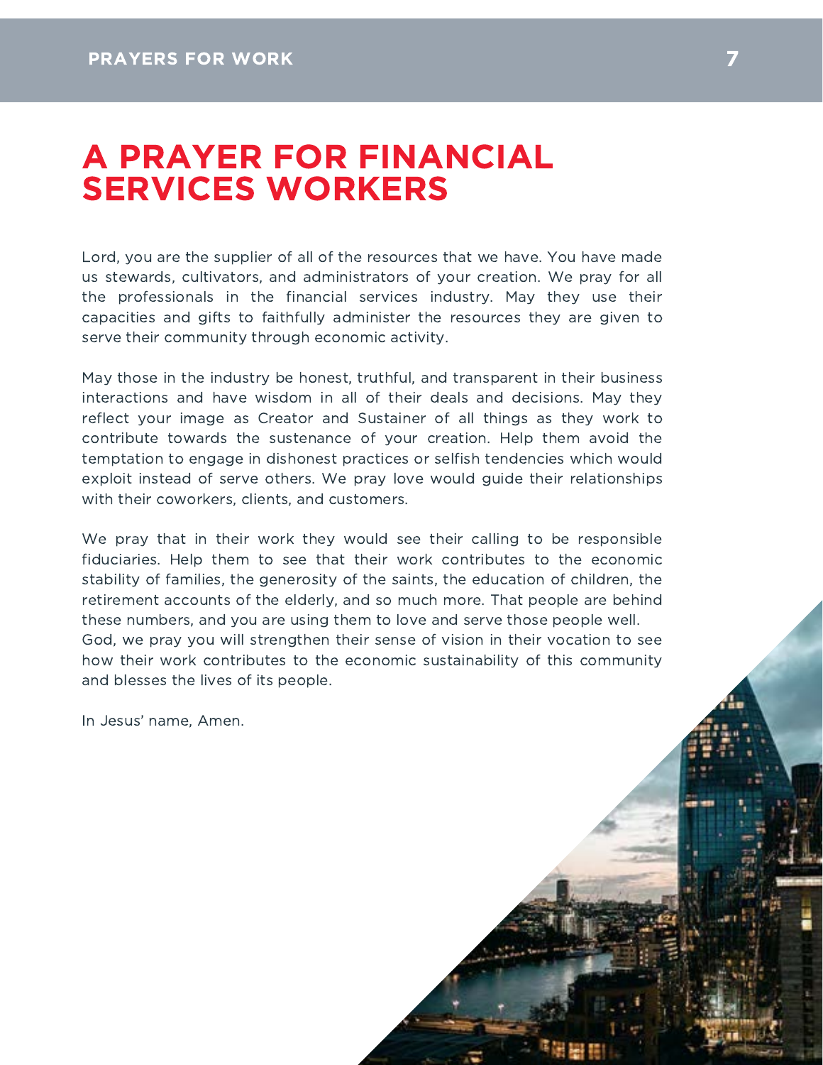# A PRAYER FOR FINANCIAL SERVICES WORKERS

Lord, you are the supplier of all of the resources that we have. You have made us stewards, cultivators, and administrators of your creation. We pray for all the professionals in the financial services industry. May they use their capacities and gifts to faithfully administer the resources they are given to serve their community through economic activity.

May those in the industry be honest, truthful, and transparent in their business interactions and have wisdom in all of their deals and decisions. May they reflect your image as Creator and Sustainer of all things as they work to contribute towards the sustenance of your creation. Help them avoid the temptation to engage in dishonest practices or selfish tendencies which would exploit instead of serve others. We pray love would guide their relationships with their coworkers, clients, and customers.

We pray that in their work they would see their calling to be responsible fiduciaries. Help them to see that their work contributes to the economic stability of families, the generosity of the saints, the education of children, the retirement accounts of the elderly, and so much more. That people are behind these numbers, and you are using them to love and serve those people well.
God, we pray you will strengthen their sense of vision in their vocation to see how their work contributes to the economic sustainability of this community and blesses the lives of its people.

In Jesus' name, Amen.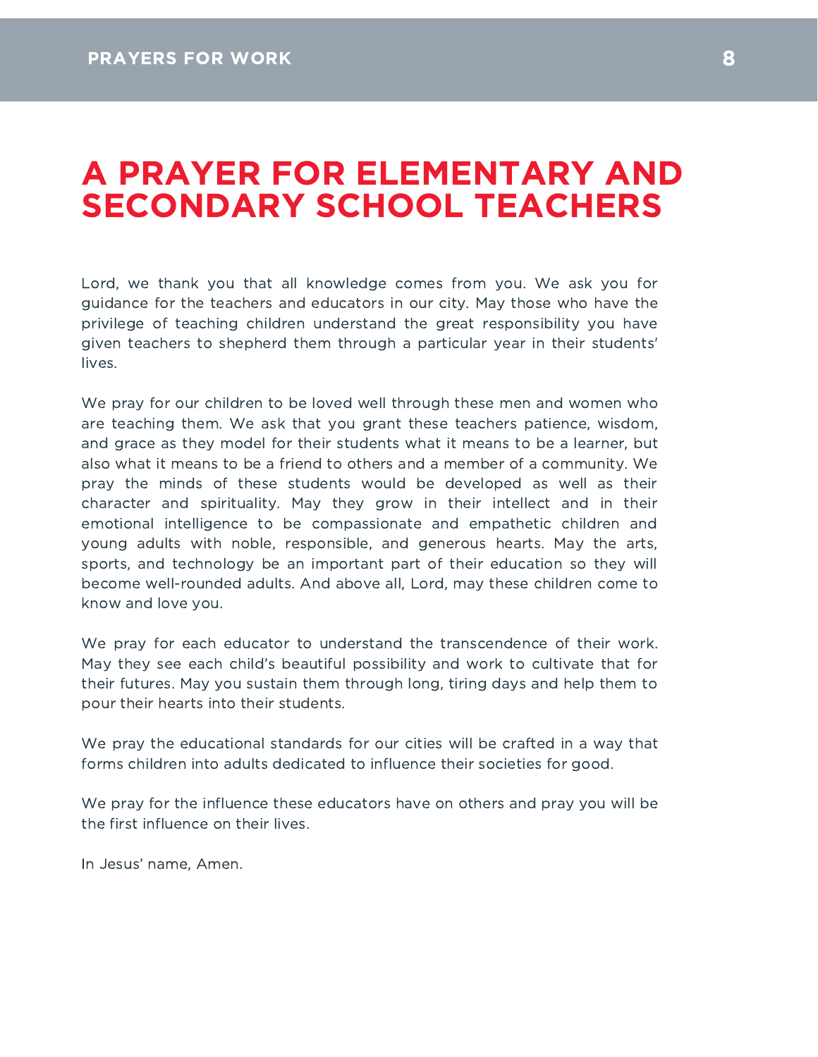# A PRAYER FOR ELEMENTARY AND SECONDARY SCHOOL TEACHERS

Lord, we thank you that all knowledge comes from you. We ask you for guidance for the teachers and educators in our city. May those who have the privilege of teaching children understand the great responsibility you have given teachers to shepherd them through a particular year in their students' lives.

We pray for our children to be loved well through these men and women who are teaching them. We ask that you grant these teachers patience, wisdom, and grace as they model for their students what it means to be a learner, but also what it means to be a friend to others and a member of a community. We pray the minds of these students would be developed as well as their character and spirituality. May they grow in their intellect and in their emotional intelligence to be compassionate and empathetic children and young adults with noble, responsible, and generous hearts. May the arts, sports, and technology be an important part of their education so they will become well-rounded adults. And above all, Lord, may these children come to know and love you.

We pray for each educator to understand the transcendence of their work. May they see each child's beautiful possibility and work to cultivate that for their futures. May you sustain them through long, tiring days and help them to pour their hearts into their students.

We pray the educational standards for our cities will be crafted in a way that forms children into adults dedicated to influence their societies for good.

We pray for the influence these educators have on others and pray you will be the first influence on their lives.

In Jesus' name, Amen.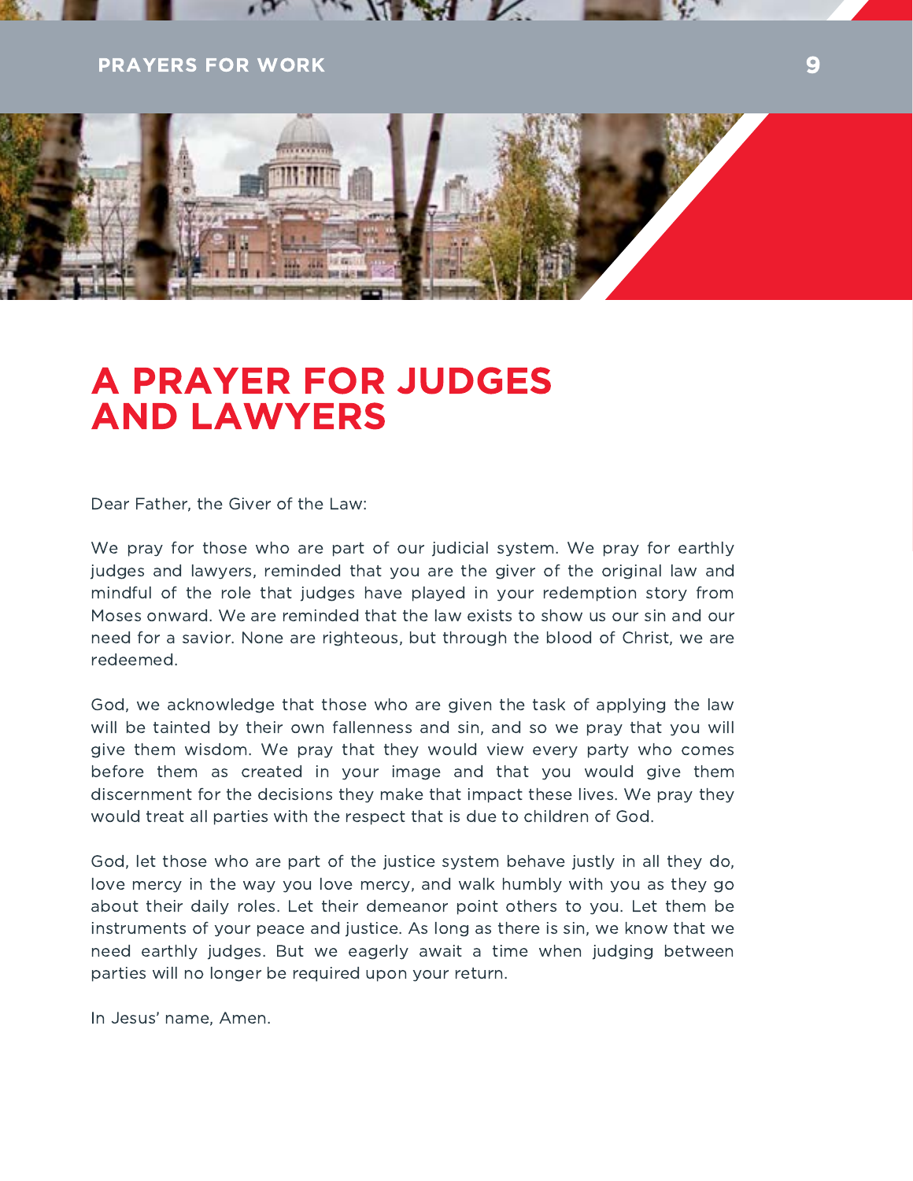# A PRAYER FOR JUDGES AND LAWYERS

Dear Father, the Giver of the Law:

We pray for those who are part of our judicial system. We pray for earthly judges and lawyers, reminded that you are the giver of the original law and mindful of the role that judges have played in your redemption story from Moses onward. We are reminded that the law exists to show us our sin and our need for a savior. None are righteous, but through the blood of Christ, we are redeemed.

God, we acknowledge that those who are given the task of applying the law will be tainted by their own fallenness and sin, and so we pray that you will give them wisdom. We pray that they would view every party who comes before them as created in your image and that you would give them discernment for the decisions they make that impact these lives. We pray they would treat all parties with the respect that is due to children of God.

God, let those who are part of the justice system behave justly in all they do, love mercy in the way you love mercy, and walk humbly with you as they go about their daily roles. Let their demeanor point others to you. Let them be instruments of your peace and justice. As long as there is sin, we know that we need earthly judges. But we eagerly await a time when judging between parties will no longer be required upon your return.

In Jesus' name, Amen.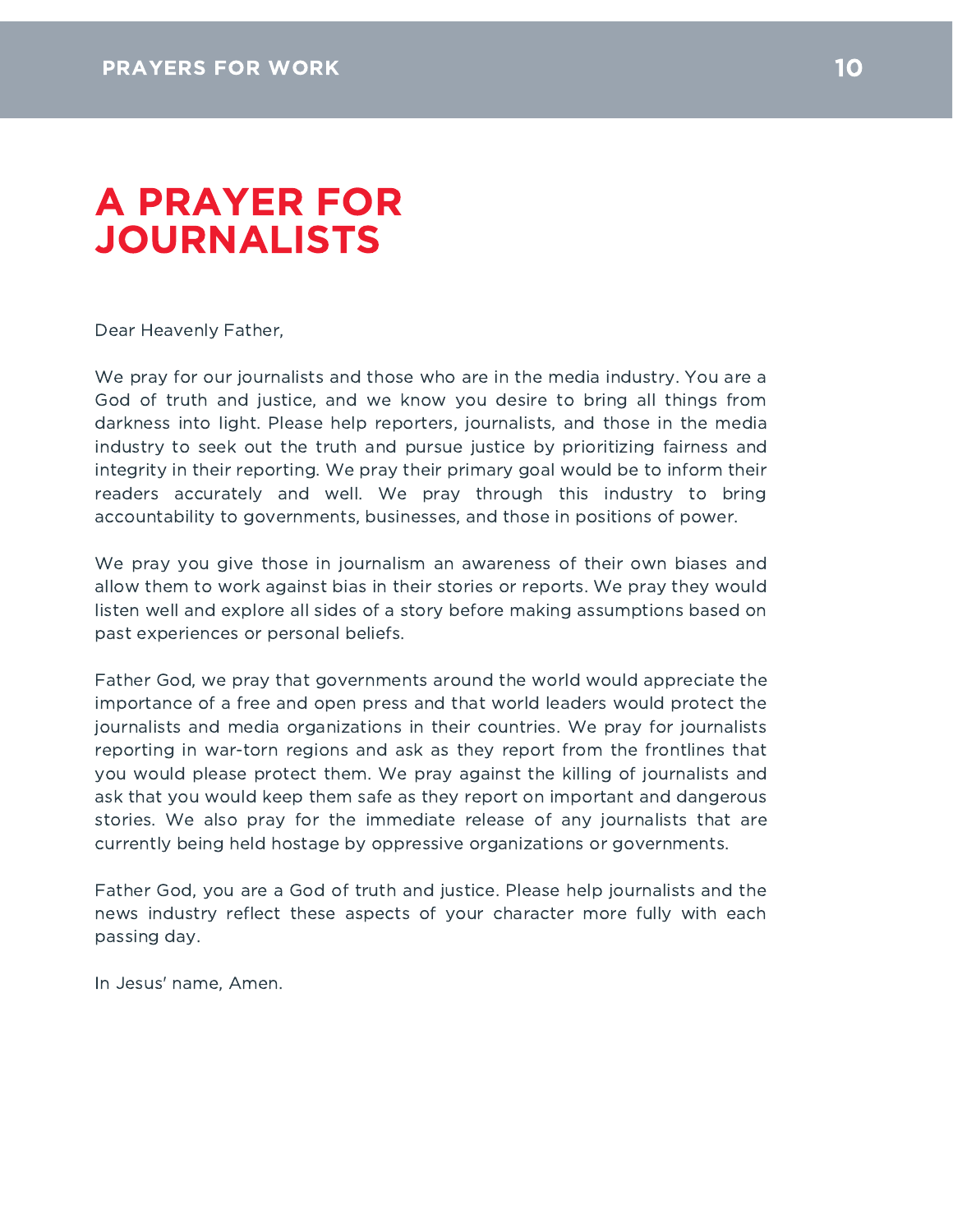# A PRAYER FOR JOURNALISTS

Dear Heavenly Father,

We pray for our journalists and those who are in the media industry. You are a God of truth and justice, and we know you desire to bring all things from darkness into light. Please help reporters, journalists, and those in the media industry to seek out the truth and pursue justice by prioritizing fairness and integrity in their reporting. We pray their primary goal would be to inform their readers accurately and well. We pray through this industry to bring accountability to governments, businesses, and those in positions of power.

We pray you give those in journalism an awareness of their own biases and allow them to work against bias in their stories or reports. We pray they would listen well and explore all sides of a story before making assumptions based on past experiences or personal beliefs.

Father God, we pray that governments around the world would appreciate the importance of a free and open press and that world leaders would protect the journalists and media organizations in their countries. We pray for journalists reporting in war-torn regions and ask as they report from the frontlines that you would please protect them. We pray against the killing of journalists and ask that you would keep them safe as they report on important and dangerous stories. We also pray for the immediate release of any journalists that are currently being held hostage by oppressive organizations or governments.

Father God, you are a God of truth and justice. Please help journalists and the news industry reflect these aspects of your character more fully with each passing day.

In Jesus' name, Amen.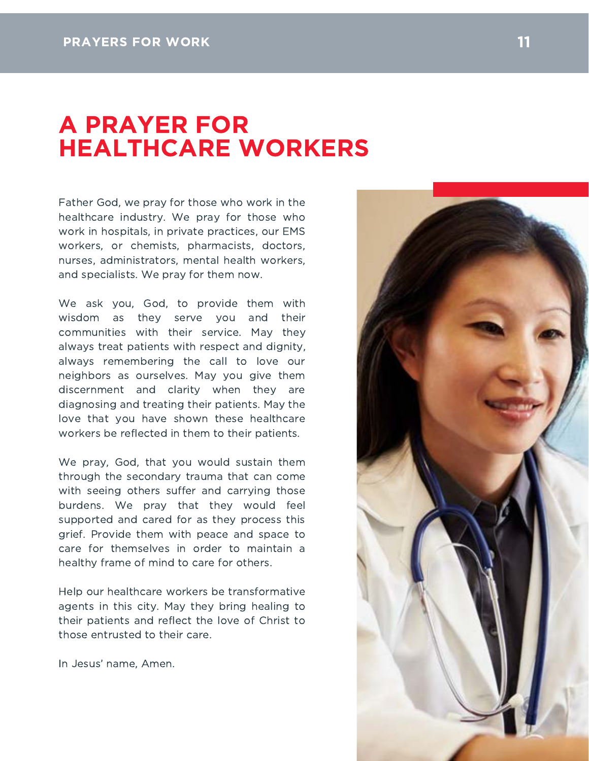# A PRAYER FOR HEALTHCARE WORKERS

Father God, we pray for those who work in the healthcare industry. We pray for those who work in hospitals, in private practices, our EMS workers, or chemists, pharmacists, doctors, nurses, administrators, mental health workers, and specialists. We pray for them now.

We ask you, God, to provide them with wisdom as they serve you and their communities with their service. May they always treat patients with respect and dignity, always remembering the call to love our neighbors as ourselves. May you give them discernment and clarity when they are diagnosing and treating their patients. May the love that you have shown these healthcare workers be reflected in them to their patients.

We pray, God, that you would sustain them through the secondary trauma that can come with seeing others suffer and carrying those burdens. We pray that they would feel supported and cared for as they process this grief. Provide them with peace and space to care for themselves in order to maintain a healthy frame of mind to care for others.

Help our healthcare workers be transformative agents in this city. May they bring healing to their patients and reflect the love of Christ to those entrusted to their care.

In Jesus' name, Amen.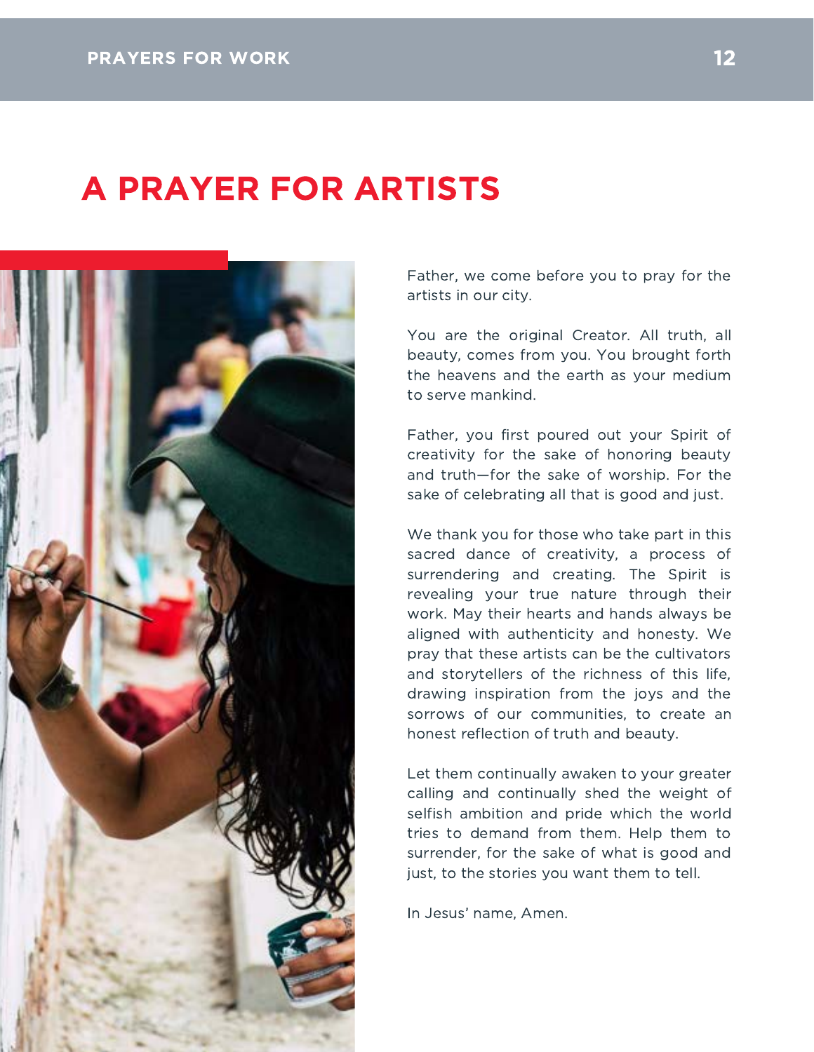# A PRAYER FOR ARTISTS

Father, we come before you to pray for the artists in our city.

You are the original Creator. All truth, all beauty, comes from you. You brought forth the heavens and the earth as your medium to serve mankind.

Father, you first poured out your Spirit of creativity for the sake of honoring beauty and truth—for the sake of worship. For the sake of celebrating all that is good and just.

We thank you for those who take part in this sacred dance of creativity, a process of surrendering and creating. The Spirit is revealing your true nature through their work. May their hearts and hands always be aligned with authenticity and honesty. We pray that these artists can be the cultivators and storytellers of the richness of this life, drawing inspiration from the joys and the sorrows of our communities, to create an honest reflection of truth and beauty.

Let them continually awaken to your greater calling and continually shed the weight of selfish ambition and pride which the world tries to demand from them. Help them to surrender, for the sake of what is good and just, to the stories you want them to tell.

In Jesus' name, Amen.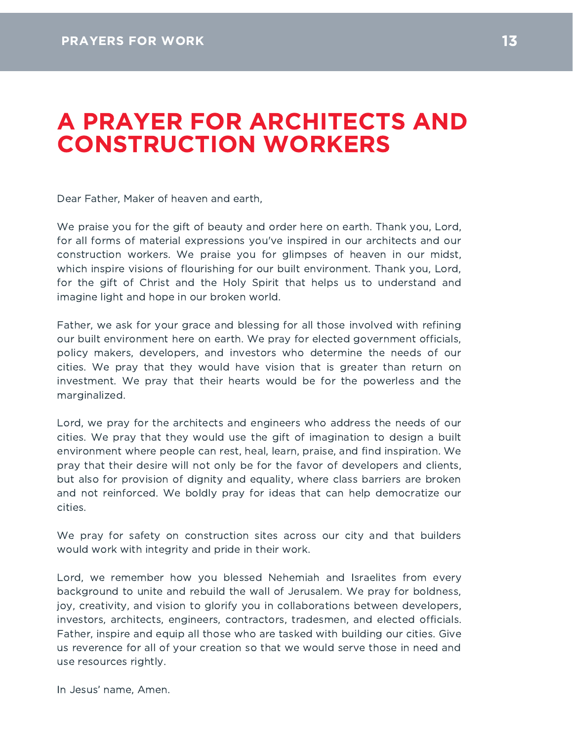# A PRAYER FOR ARCHITECTS AND CONSTRUCTION WORKERS

Dear Father, Maker of heaven and earth,

We praise you for the gift of beauty and order here on earth. Thank you, Lord, for all forms of material expressions you've inspired in our architects and our construction workers. We praise you for glimpses of heaven in our midst, which inspire visions of flourishing for our built environment. Thank you, Lord, for the gift of Christ and the Holy Spirit that helps us to understand and imagine light and hope in our broken world.

Father, we ask for your grace and blessing for all those involved with refining our built environment here on earth. We pray for elected government officials, policy makers, developers, and investors who determine the needs of our cities. We pray that they would have vision that is greater than return on investment. We pray that their hearts would be for the powerless and the marginalized.

Lord, we pray for the architects and engineers who address the needs of our cities. We pray that they would use the gift of imagination to design a built environment where people can rest, heal, learn, praise, and find inspiration. We pray that their desire will not only be for the favor of developers and clients, but also for provision of dignity and equality, where class barriers are broken and not reinforced. We boldly pray for ideas that can help democratize our cities.

We pray for safety on construction sites across our city and that builders would work with integrity and pride in their work.

Lord, we remember how you blessed Nehemiah and Israelites from every background to unite and rebuild the wall of Jerusalem. We pray for boldness, joy, creativity, and vision to glorify you in collaborations between developers, investors, architects, engineers, contractors, tradesmen, and elected officials. Father, inspire and equip all those who are tasked with building our cities. Give us reverence for all of your creation so that we would serve those in need and use resources rightly.

In Jesus' name, Amen.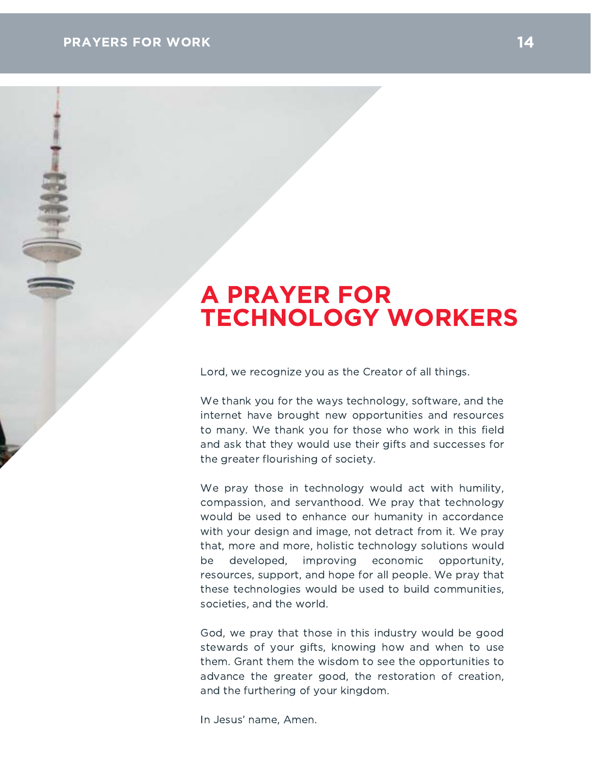# A PRAYER FOR TECHNOLOGY WORKERS

Lord, we recognize you as the Creator of all things.

We thank you for the ways technology, software, and the internet have brought new opportunities and resources to many. We thank you for those who work in this field and ask that they would use their gifts and successes for the greater flourishing of society.

We pray those in technology would act with humility, compassion, and servanthood. We pray that technology would be used to enhance our humanity in accordance with your design and image, not detract from it. We pray that, more and more, holistic technology solutions would be developed, improving economic opportunity, resources, support, and hope for all people. We pray that these technologies would be used to build communities, societies, and the world.

God, we pray that those in this industry would be good stewards of your gifts, knowing how and when to use them. Grant them the wisdom to see the opportunities to advance the greater good, the restoration of creation, and the furthering of your kingdom.

In Jesus' name, Amen.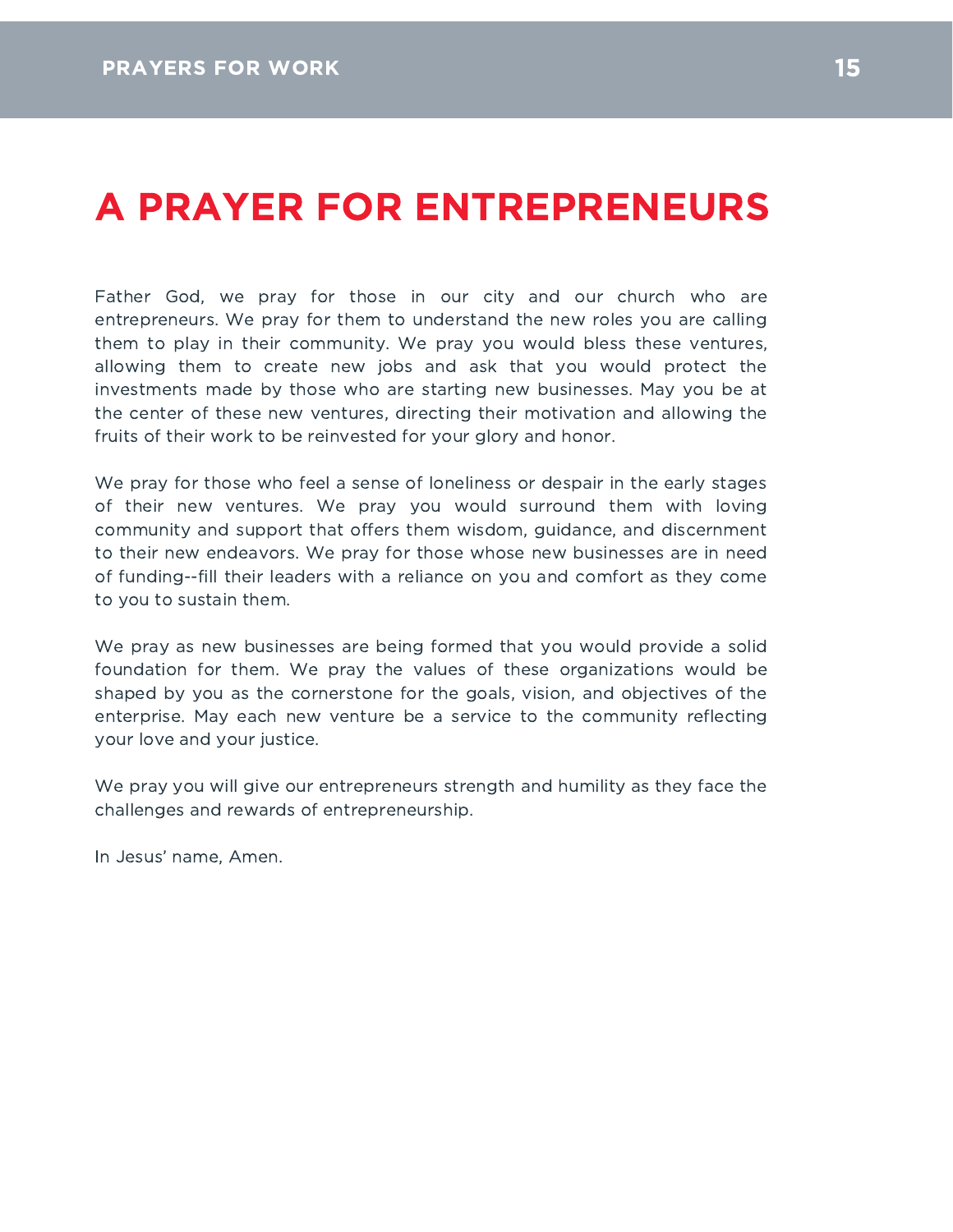# A PRAYER FOR ENTREPRENEURS

Father God, we pray for those in our city and our church who are entrepreneurs. We pray for them to understand the new roles you are calling them to play in their community. We pray you would bless these ventures, allowing them to create new jobs and ask that you would protect the investments made by those who are starting new businesses. May you be at the center of these new ventures, directing their motivation and allowing the fruits of their work to be reinvested for your glory and honor.

We pray for those who feel a sense of loneliness or despair in the early stages of their new ventures. We pray you would surround them with loving community and support that offers them wisdom, guidance, and discernment to their new endeavors. We pray for those whose new businesses are in need of funding--fill their leaders with a reliance on you and comfort as they come to you to sustain them.

We pray as new businesses are being formed that you would provide a solid foundation for them. We pray the values of these organizations would be shaped by you as the cornerstone for the goals, vision, and objectives of the enterprise. May each new venture be a service to the community reflecting your love and your justice.

We pray you will give our entrepreneurs strength and humility as they face the challenges and rewards of entrepreneurship.

In Jesus' name, Amen.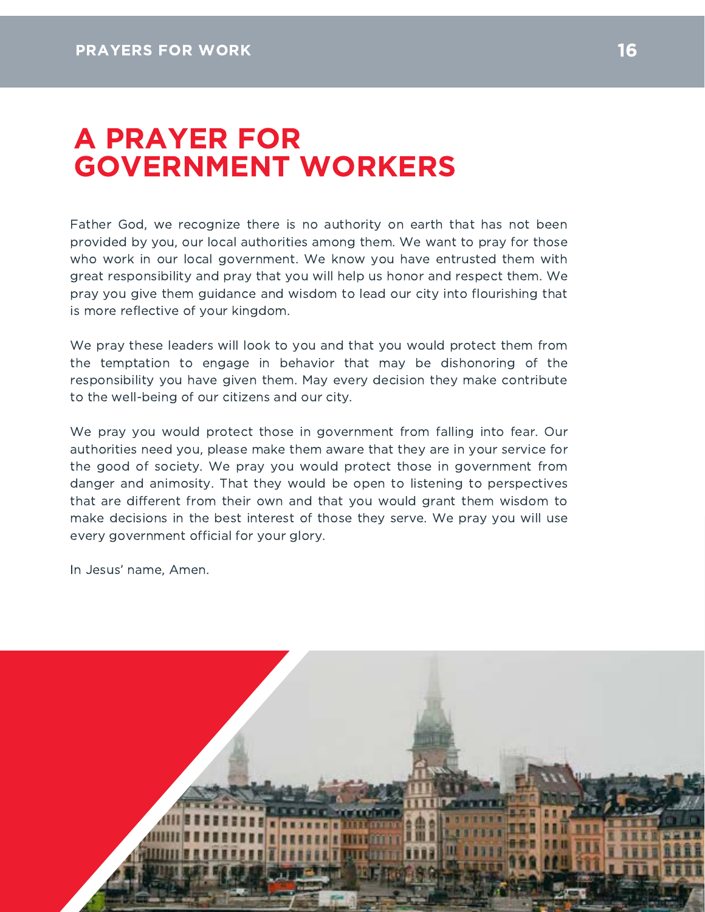# A PRAYER FOR GOVERNMENT WORKERS

Father God, we recognize there is no authority on earth that has not been provided by you, our local authorities among them. We want to pray for those who work in our local government. We know you have entrusted them with great responsibility and pray that you will help us honor and respect them. We pray you give them guidance and wisdom to lead our city into flourishing that is more reflective of your kingdom.

We pray these leaders will look to you and that you would protect them from the temptation to engage in behavior that may be dishonoring of the responsibility you have given them. May every decision they make contribute to the well-being of our citizens and our city.

We pray you would protect those in government from falling into fear. Our authorities need you, please make them aware that they are in your service for the good of society. We pray you would protect those in government from danger and animosity. That they would be open to listening to perspectives that are different from their own and that you would grant them wisdom to make decisions in the best interest of those they serve. We pray you will use every government official for your glory.

In Jesus' name, Amen.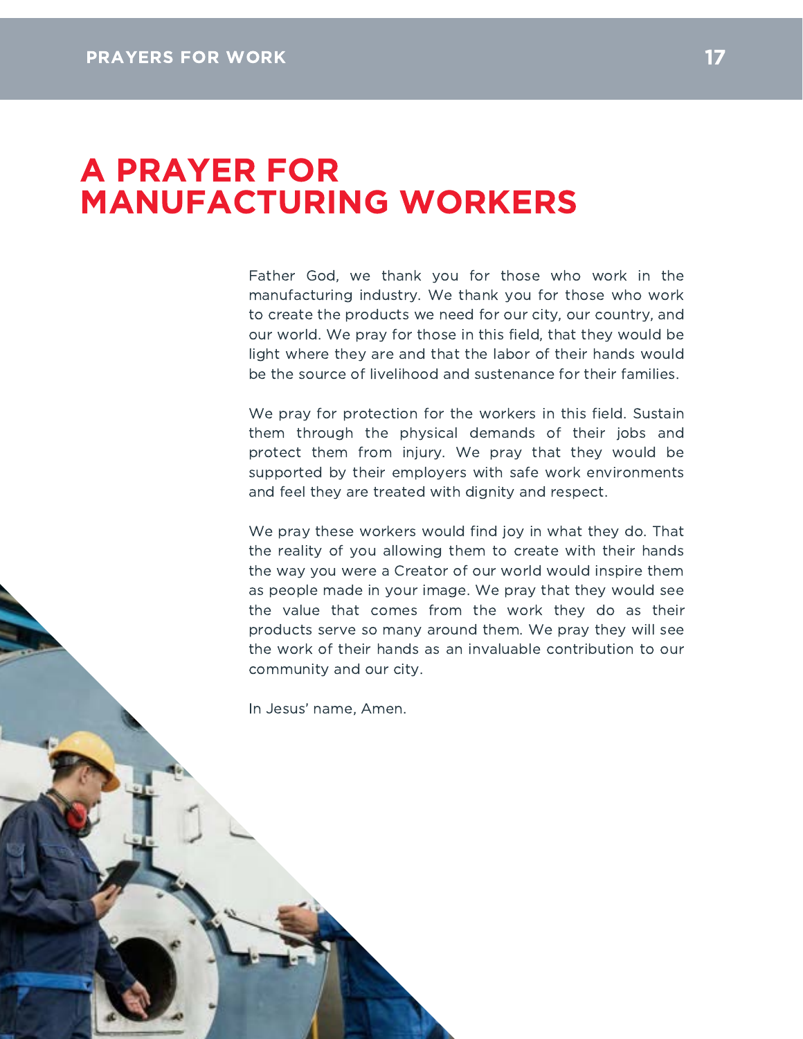# A PRAYER FOR MANUFACTURING WORKERS

Father God, we thank you for those who work in the manufacturing industry. We thank you for those who work to create the products we need for our city, our country, and our world. We pray for those in this field, that they would be light where they are and that the labor of their hands would be the source of livelihood and sustenance for their families.

We pray for protection for the workers in this field. Sustain them through the physical demands of their jobs and protect them from injury. We pray that they would be supported by their employers with safe work environments and feel they are treated with dignity and respect.

We pray these workers would find joy in what they do. That the reality of you allowing them to create with their hands the way you were a Creator of our world would inspire them as people made in your image. We pray that they would see the value that comes from the work they do as their products serve so many around them. We pray they will see the work of their hands as an invaluable contribution to our community and our city.

In Jesus' name, Amen.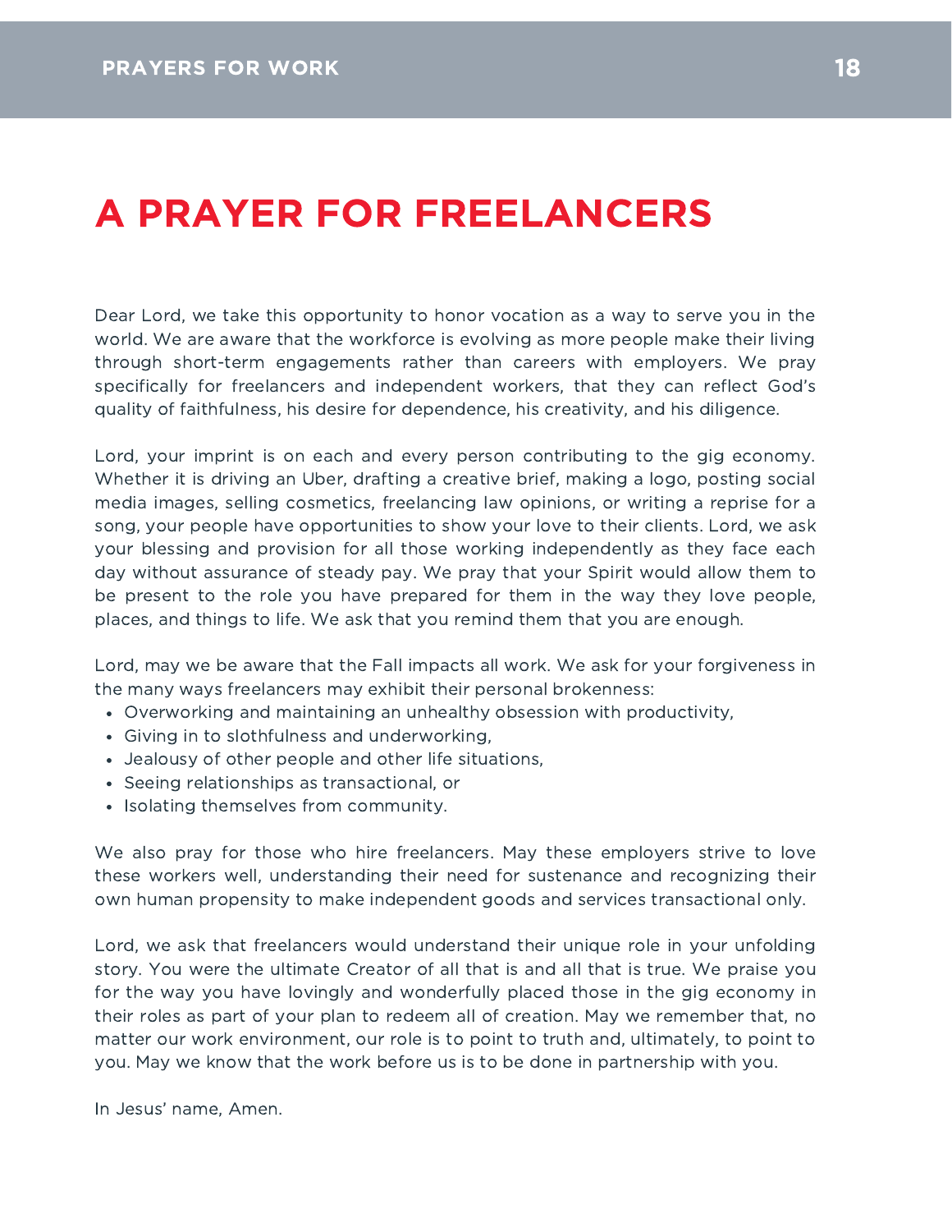# A PRAYER FOR FREELANCERS

Dear Lord, we take this opportunity to honor vocation as a way to serve you in the world. We are aware that the workforce is evolving as more people make their living through short-term engagements rather than careers with employers. We pray specifically for freelancers and independent workers, that they can reflect God's quality of faithfulness, his desire for dependence, his creativity, and his diligence.

Lord, your imprint is on each and every person contributing to the gig economy. Whether it is driving an Uber, drafting a creative brief, making a logo, posting social media images, selling cosmetics, freelancing law opinions, or writing a reprise for a song, your people have opportunities to show your love to their clients. Lord, we ask your blessing and provision for all those working independently as they face each day without assurance of steady pay. We pray that your Spirit would allow them to be present to the role you have prepared for them in the way they love people, places, and things to life. We ask that you remind them that you are enough.

Lord, may we be aware that the Fall impacts all work. We ask for your forgiveness in the many ways freelancers may exhibit their personal brokenness:

- Overworking and maintaining an unhealthy obsession with productivity,
- Giving in to slothfulness and underworking,
- Jealousy of other people and other life situations,
- Seeing relationships as transactional, or
- Isolating themselves from community.

We also pray for those who hire freelancers. May these employers strive to love these workers well, understanding their need for sustenance and recognizing their own human propensity to make independent goods and services transactional only.

Lord, we ask that freelancers would understand their unique role in your unfolding story. You were the ultimate Creator of all that is and all that is true. We praise you for the way you have lovingly and wonderfully placed those in the gig economy in their roles as part of your plan to redeem all of creation. May we remember that, no matter our work environment, our role is to point to truth and, ultimately, to point to you. May we know that the work before us is to be done in partnership with you.

In Jesus' name, Amen.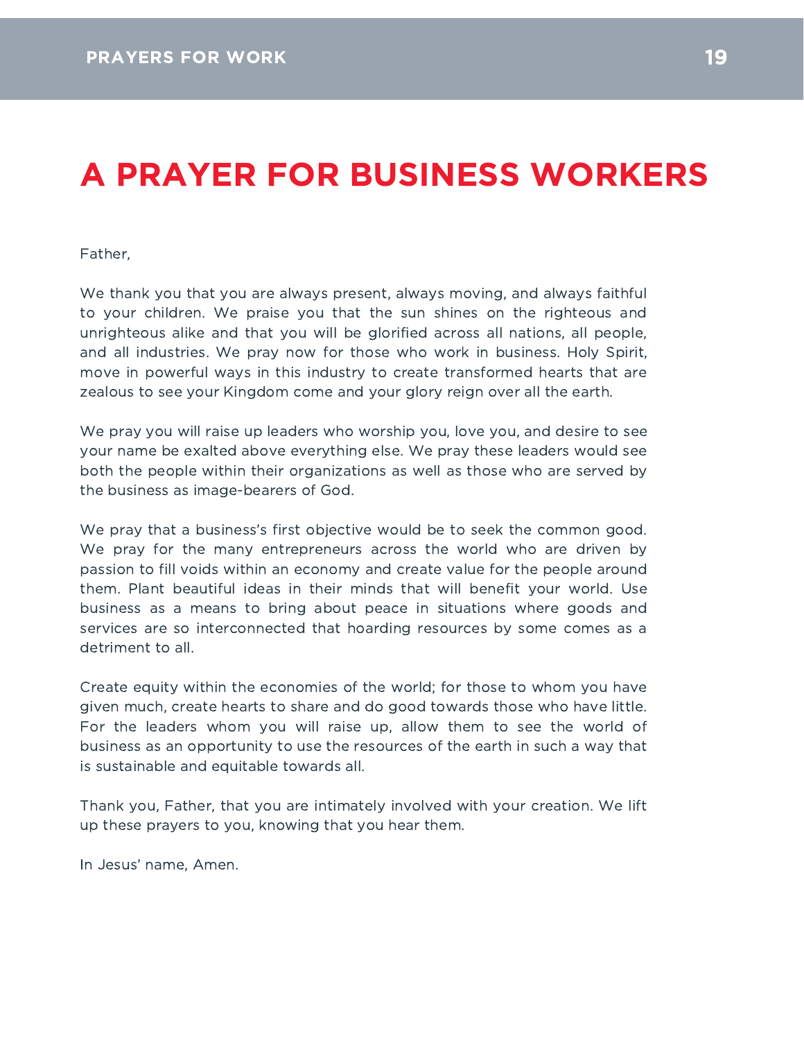# A PRAYER FOR BUSINESS WORKERS

Father,

We thank you that you are always present, always moving, and always faithful to your children. We praise you that the sun shines on the righteous and unrighteous alike and that you will be glorified across all nations, all people, and all industries. We pray now for those who work in business. Holy Spirit, move in powerful ways in this industry to create transformed hearts that are zealous to see your Kingdom come and your glory reign over all the earth.

We pray you will raise up leaders who worship you, love you, and desire to see your name be exalted above everything else. We pray these leaders would see both the people within their organizations as well as those who are served by the business as image-bearers of God.

We pray that a business's first objective would be to seek the common good. We pray for the many entrepreneurs across the world who are driven by passion to fill voids within an economy and create value for the people around them. Plant beautiful ideas in their minds that will benefit your world. Use business as a means to bring about peace in situations where goods and services are so interconnected that hoarding resources by some comes as a detriment to all.

Create equity within the economies of the world; for those to whom you have given much, create hearts to share and do good towards those who have little. For the leaders whom you will raise up, allow them to see the world of business as an opportunity to use the resources of the earth in such a way that is sustainable and equitable towards all.

Thank you, Father, that you are intimately involved with your creation. We lift up these prayers to you, knowing that you hear them.

In Jesus' name, Amen.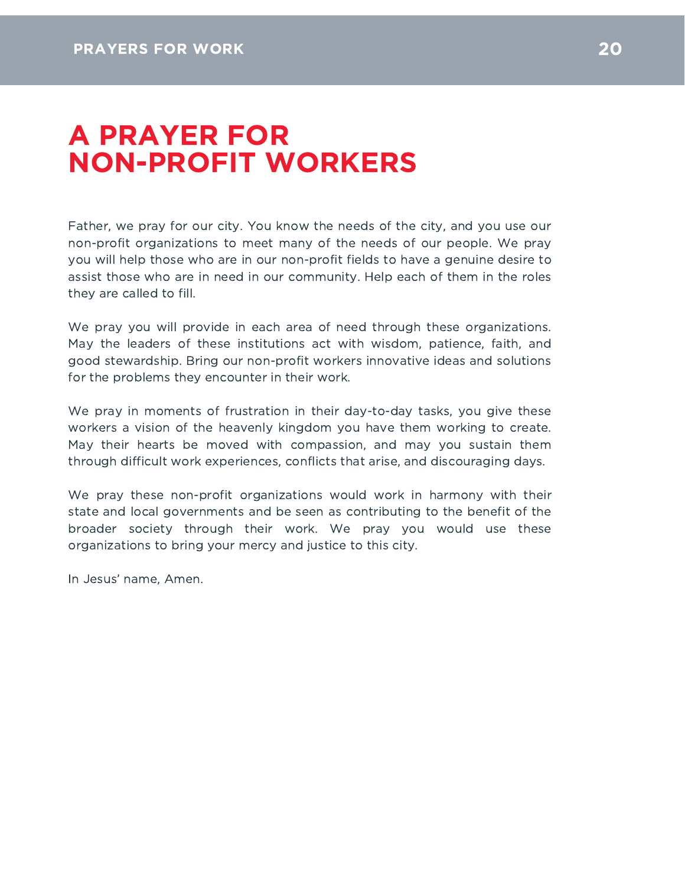# A PRAYER FOR NON-PROFIT WORKERS

Father, we pray for our city. You know the needs of the city, and you use our non-profit organizations to meet many of the needs of our people. We pray you will help those who are in our non-profit fields to have a genuine desire to assist those who are in need in our community. Help each of them in the roles they are called to fill.

We pray you will provide in each area of need through these organizations. May the leaders of these institutions act with wisdom, patience, faith, and good stewardship. Bring our non-profit workers innovative ideas and solutions for the problems they encounter in their work.

We pray in moments of frustration in their day-to-day tasks, you give these workers a vision of the heavenly kingdom you have them working to create. May their hearts be moved with compassion, and may you sustain them through difficult work experiences, conflicts that arise, and discouraging days.

We pray these non-profit organizations would work in harmony with their state and local governments and be seen as contributing to the benefit of the broader society through their work. We pray you would use these organizations to bring your mercy and justice to this city.

In Jesus' name, Amen.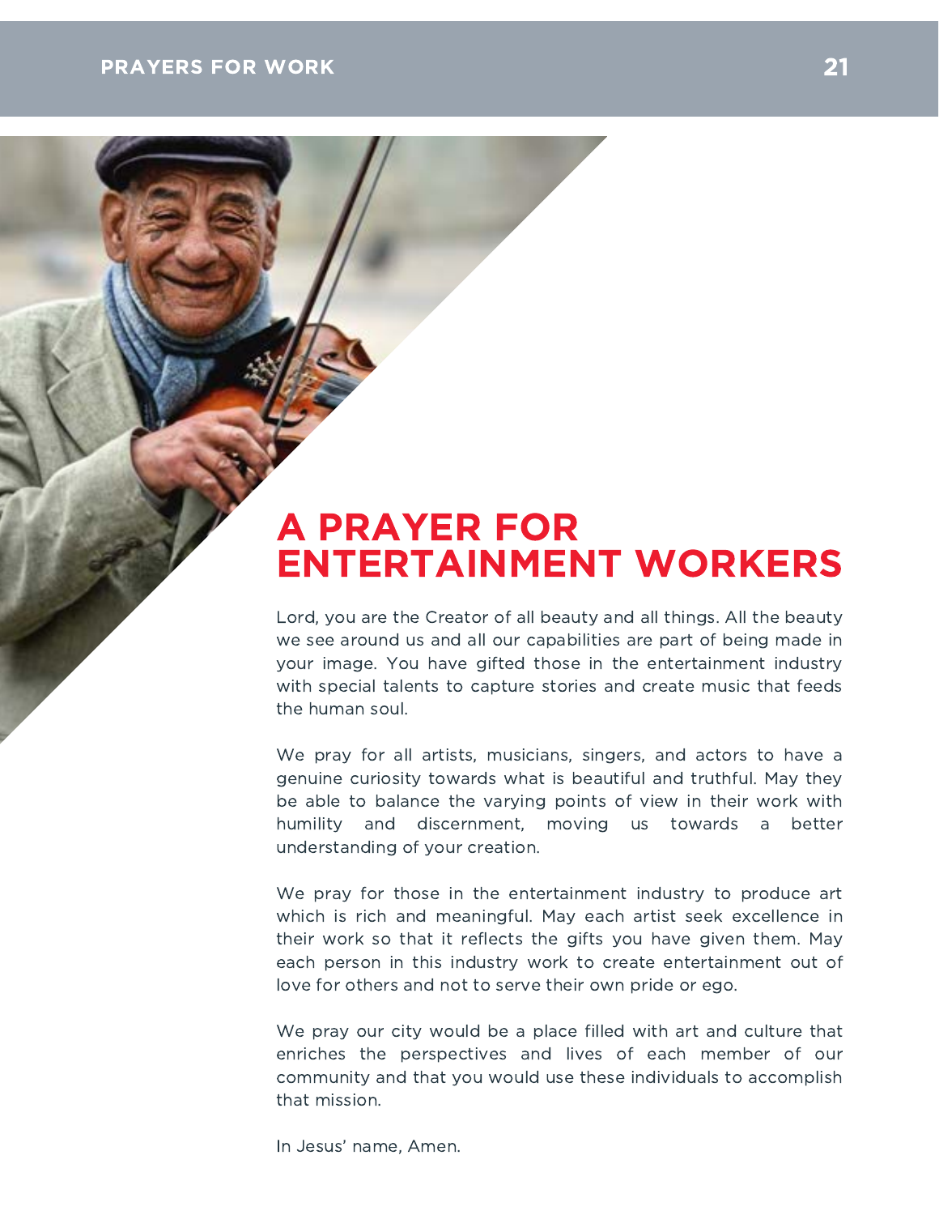# A PRAYER FOR ENTERTAINMENT WORKERS

Lord, you are the Creator of all beauty and all things. All the beauty we see around us and all our capabilities are part of being made in your image. You have gifted those in the entertainment industry with special talents to capture stories and create music that feeds the human soul.

We pray for all artists, musicians, singers, and actors to have a genuine curiosity towards what is beautiful and truthful. May they be able to balance the varying points of view in their work with humility and discernment, moving us towards a better understanding of your creation.

We pray for those in the entertainment industry to produce art which is rich and meaningful. May each artist seek excellence in their work so that it reflects the gifts you have given them. May each person in this industry work to create entertainment out of love for others and not to serve their own pride or ego.

We pray our city would be a place filled with art and culture that enriches the perspectives and lives of each member of our community and that you would use these individuals to accomplish that mission.

In Jesus' name, Amen.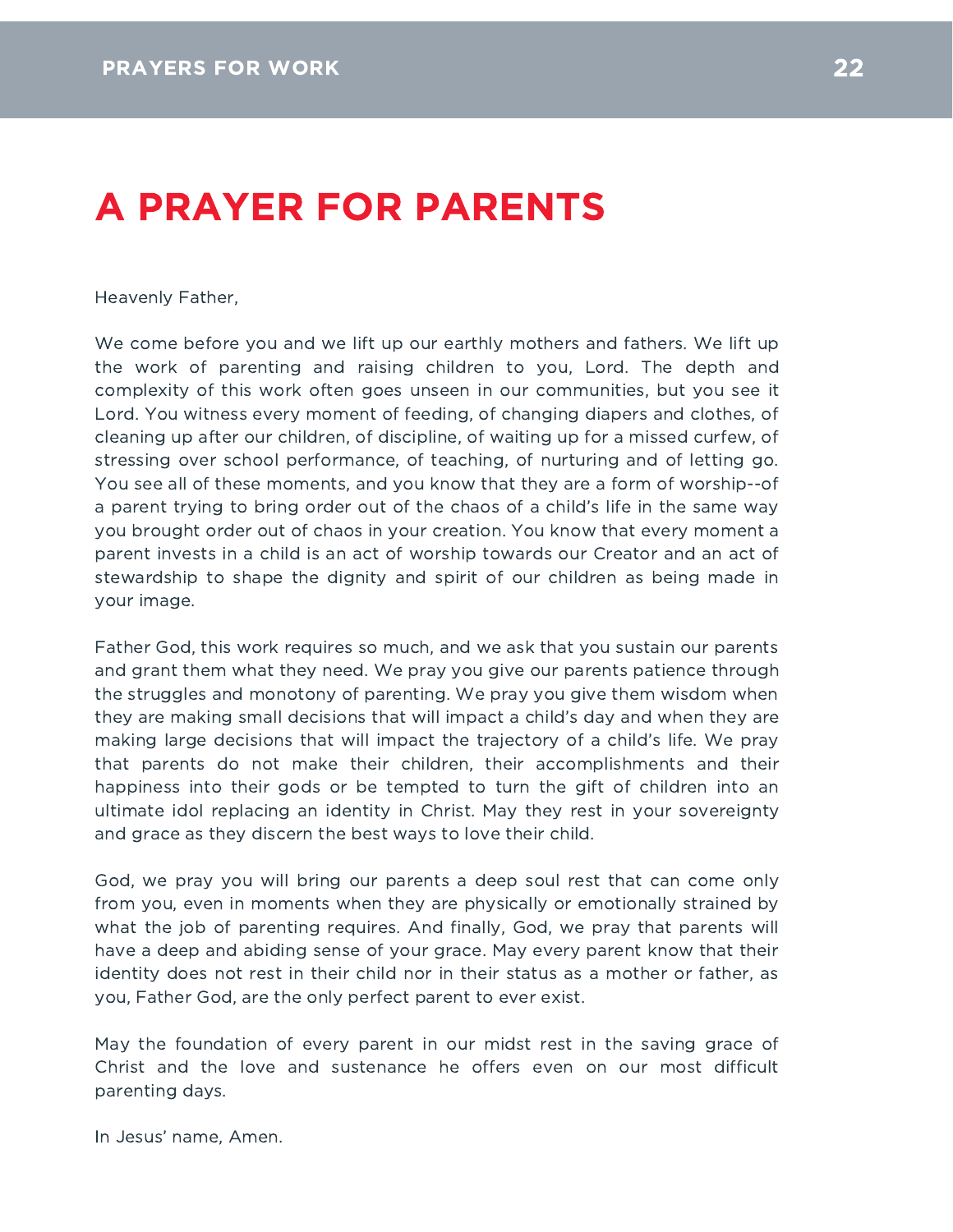# A PRAYER FOR PARENTS

Heavenly Father,

We come before you and we lift up our earthly mothers and fathers. We lift up the work of parenting and raising children to you, Lord. The depth and complexity of this work often goes unseen in our communities, but you see it Lord. You witness every moment of feeding, of changing diapers and clothes, of cleaning up after our children, of discipline, of waiting up for a missed curfew, of stressing over school performance, of teaching, of nurturing and of letting go. You see all of these moments, and you know that they are a form of worship--of a parent trying to bring order out of the chaos of a child's life in the same way you brought order out of chaos in your creation. You know that every moment a parent invests in a child is an act of worship towards our Creator and an act of stewardship to shape the dignity and spirit of our children as being made in your image.

Father God, this work requires so much, and we ask that you sustain our parents and grant them what they need. We pray you give our parents patience through the struggles and monotony of parenting. We pray you give them wisdom when they are making small decisions that will impact a child's day and when they are making large decisions that will impact the trajectory of a child's life. We pray that parents do not make their children, their accomplishments and their happiness into their gods or be tempted to turn the gift of children into an ultimate idol replacing an identity in Christ. May they rest in your sovereignty and grace as they discern the best ways to love their child.

God, we pray you will bring our parents a deep soul rest that can come only from you, even in moments when they are physically or emotionally strained by what the job of parenting requires. And finally, God, we pray that parents will have a deep and abiding sense of your grace. May every parent know that their identity does not rest in their child nor in their status as a mother or father, as you, Father God, are the only perfect parent to ever exist.

May the foundation of every parent in our midst rest in the saving grace of Christ and the love and sustenance he offers even on our most difficult parenting days.

In Jesus' name, Amen.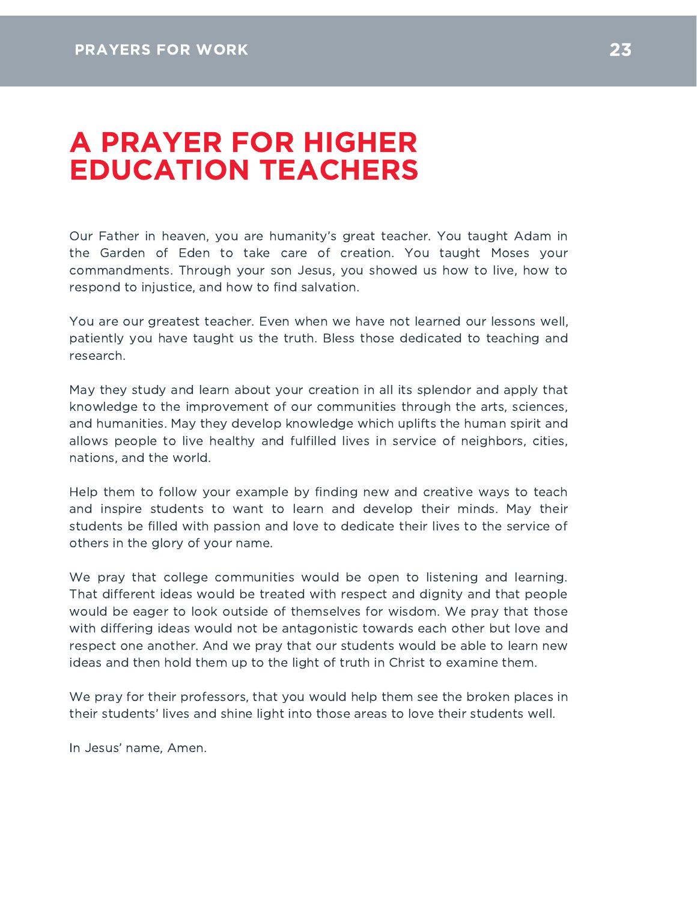# A PRAYER FOR HIGHER EDUCATION TEACHERS

Our Father in heaven, you are humanity's great teacher. You taught Adam in the Garden of Eden to take care of creation. You taught Moses your commandments. Through your son Jesus, you showed us how to live, how to respond to injustice, and how to find salvation.

You are our greatest teacher. Even when we have not learned our lessons well, patiently you have taught us the truth. Bless those dedicated to teaching and research.

May they study and learn about your creation in all its splendor and apply that knowledge to the improvement of our communities through the arts, sciences, and humanities. May they develop knowledge which uplifts the human spirit and allows people to live healthy and fulfilled lives in service of neighbors, cities, nations, and the world.

Help them to follow your example by finding new and creative ways to teach and inspire students to want to learn and develop their minds. May their students be filled with passion and love to dedicate their lives to the service of others in the glory of your name.

We pray that college communities would be open to listening and learning. That different ideas would be treated with respect and dignity and that people would be eager to look outside of themselves for wisdom. We pray that those with differing ideas would not be antagonistic towards each other but love and respect one another. And we pray that our students would be able to learn new ideas and then hold them up to the light of truth in Christ to examine them.

We pray for their professors, that you would help them see the broken places in their students' lives and shine light into those areas to love their students well.

In Jesus' name, Amen.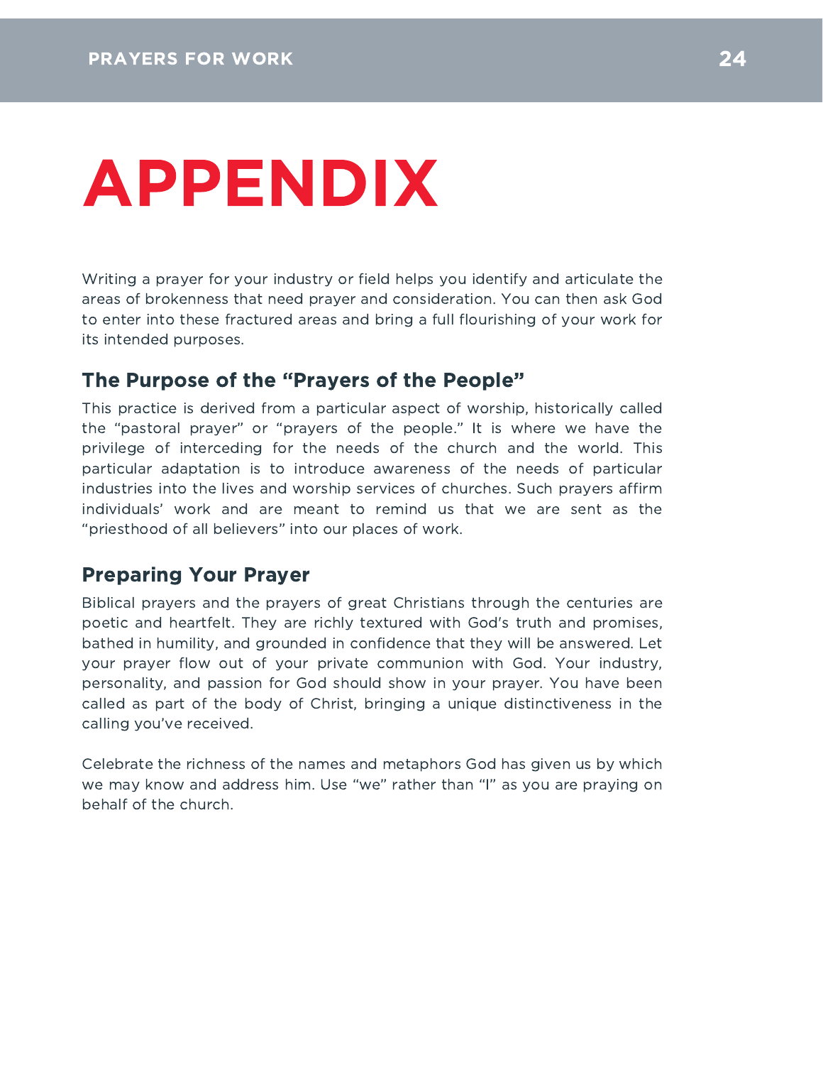# APPENDIX

Writing a prayer for your industry or field helps you identify and articulate the areas of brokenness that need prayer and consideration. You can then ask God to enter into these fractured areas and bring a full flourishing of your work for its intended purposes.

## The Purpose of the "Prayers of the People"

This practice is derived from a particular aspect of worship, historically called the "pastoral prayer" or "prayers of the people." It is where we have the privilege of interceding for the needs of the church and the world. This particular adaptation is to introduce awareness of the needs of particular industries into the lives and worship services of churches. Such prayers affirm individuals' work and are meant to remind us that we are sent as the "priesthood of all believers" into our places of work.

## Preparing Your Prayer

Biblical prayers and the prayers of great Christians through the centuries are poetic and heartfelt. They are richly textured with God's truth and promises, bathed in humility, and grounded in confidence that they will be answered. Let your prayer flow out of your private communion with God. Your industry, personality, and passion for God should show in your prayer. You have been called as part of the body of Christ, bringing a unique distinctiveness in the calling you've received.

Celebrate the richness of the names and metaphors God has given us by which we may know and address him. Use "we" rather than "I" as you are praying on behalf of the church.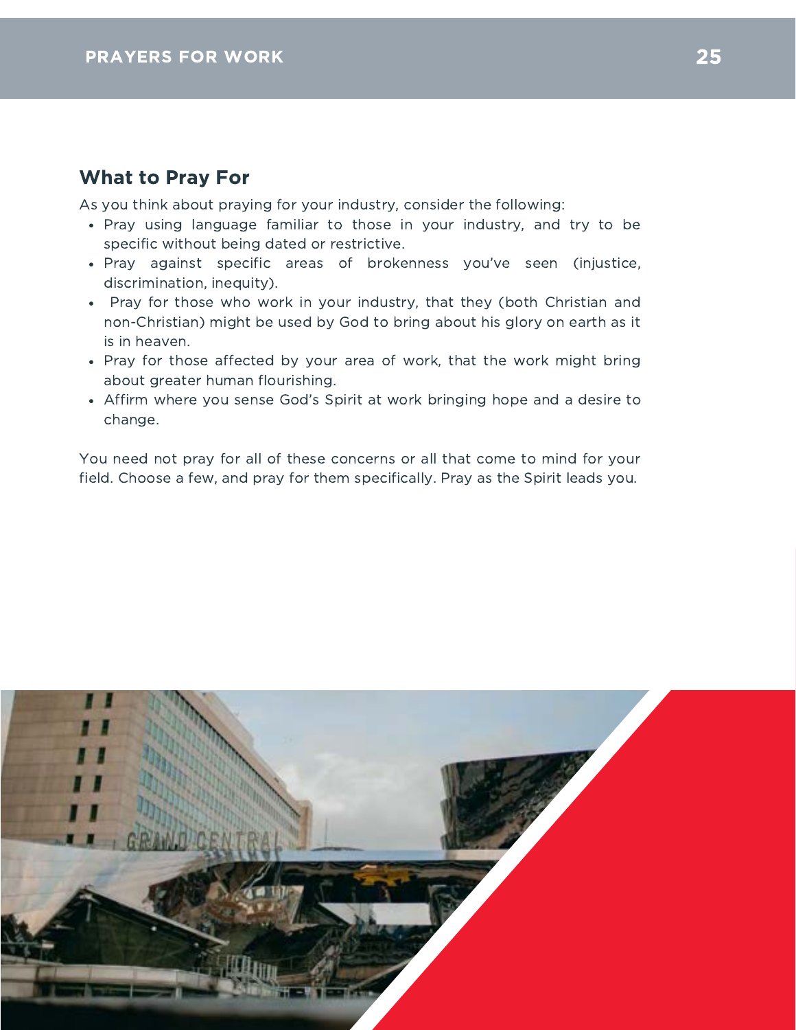## What to Pray For

As you think about praying for your industry, consider the following:

- Pray using language familiar to those in your industry, and try to be specific without being dated or restrictive.
- Pray against specific areas of brokenness you've seen (injustice, discrimination, inequity).
- Pray for those who work in your industry, that they (both Christian and non-Christian) might be used by God to bring about his glory on earth as it is in heaven.
- Pray for those affected by your area of work, that the work might bring about greater human flourishing.
- Affirm where you sense God's Spirit at work bringing hope and a desire to change.

You need not pray for all of these concerns or all that come to mind for your field. Choose a few, and pray for them specifically. Pray as the Spirit leads you.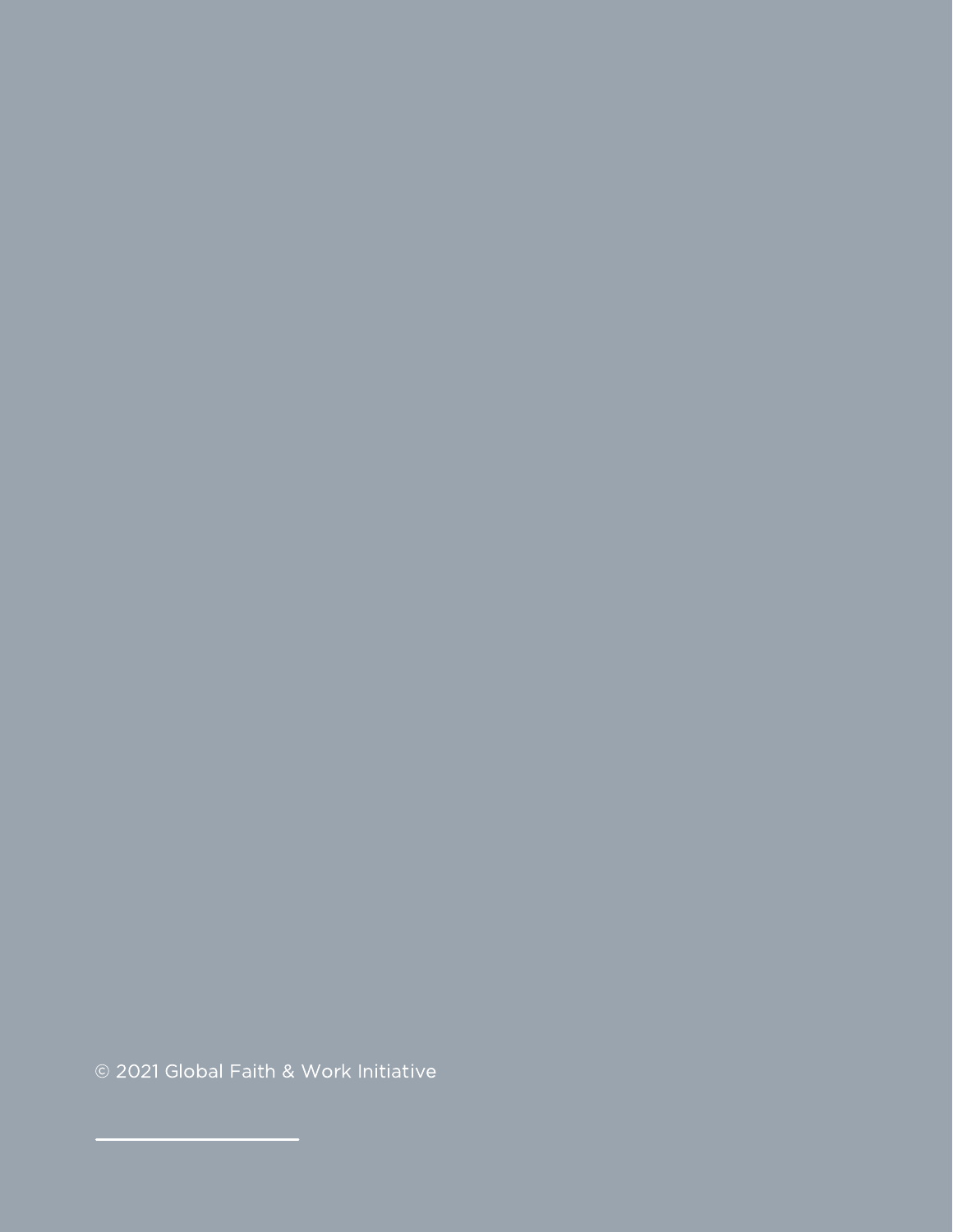© 2021 Global Faith & Work Initiative